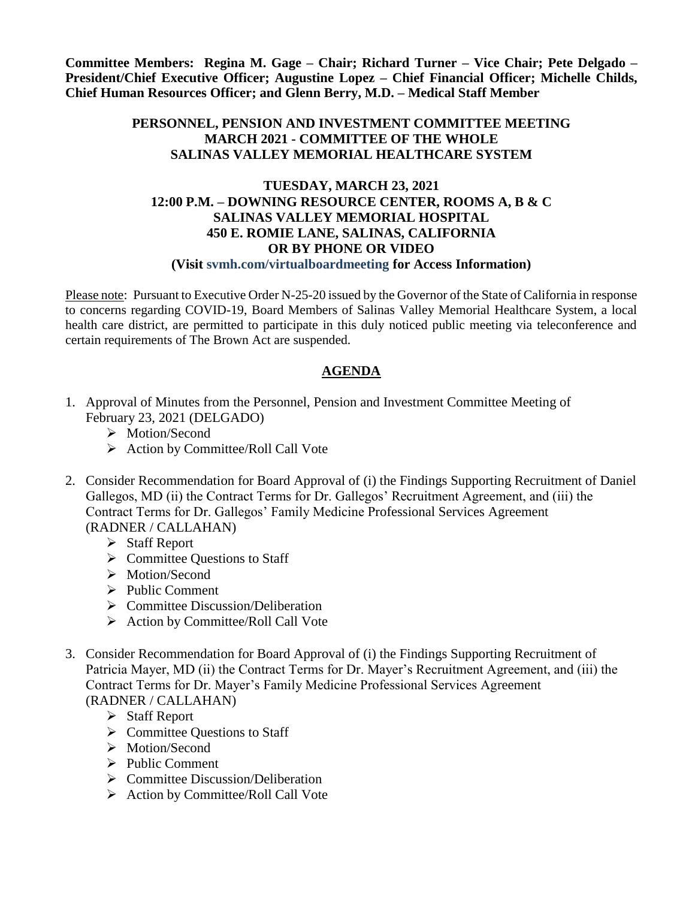**Committee Members: Regina M. Gage – Chair; Richard Turner – Vice Chair; Pete Delgado – President/Chief Executive Officer; Augustine Lopez – Chief Financial Officer; Michelle Childs, Chief Human Resources Officer; and Glenn Berry, M.D. – Medical Staff Member**

# PERSONNEL, PENSION AND INVESTMENT COMMITTEE MEETING
# MARCH 2021 - COMMITTEE OF THE WHOLE
# SALINAS VALLEY MEMORIAL HEALTHCARE SYSTEM

**TUESDAY, MARCH 23, 2021**
**12:00 P.M. – DOWNING RESOURCE CENTER, ROOMS A, B & C**
**SALINAS VALLEY MEMORIAL HOSPITAL**
**450 E. ROMIE LANE, SALINAS, CALIFORNIA**
**OR BY PHONE OR VIDEO**
**(Visit svmh.com/virtualboardmeeting for Access Information)**

Please note: Pursuant to Executive Order N-25-20 issued by the Governor of the State of California in response to concerns regarding COVID-19, Board Members of Salinas Valley Memorial Healthcare System, a local health care district, are permitted to participate in this duly noticed public meeting via teleconference and certain requirements of The Brown Act are suspended.

## AGENDA

1. Approval of Minutes from the Personnel, Pension and Investment Committee Meeting of February 23, 2021 (DELGADO)
   - Motion/Second
   - Action by Committee/Roll Call Vote

2. Consider Recommendation for Board Approval of (i) the Findings Supporting Recruitment of Daniel Gallegos, MD (ii) the Contract Terms for Dr. Gallegos' Recruitment Agreement, and (iii) the Contract Terms for Dr. Gallegos' Family Medicine Professional Services Agreement (RADNER / CALLAHAN)
   - Staff Report
   - Committee Questions to Staff
   - Motion/Second
   - Public Comment
   - Committee Discussion/Deliberation
   - Action by Committee/Roll Call Vote

3. Consider Recommendation for Board Approval of (i) the Findings Supporting Recruitment of Patricia Mayer, MD (ii) the Contract Terms for Dr. Mayer's Recruitment Agreement, and (iii) the Contract Terms for Dr. Mayer's Family Medicine Professional Services Agreement (RADNER / CALLAHAN)
   - Staff Report
   - Committee Questions to Staff
   - Motion/Second
   - Public Comment
   - Committee Discussion/Deliberation
   - Action by Committee/Roll Call Vote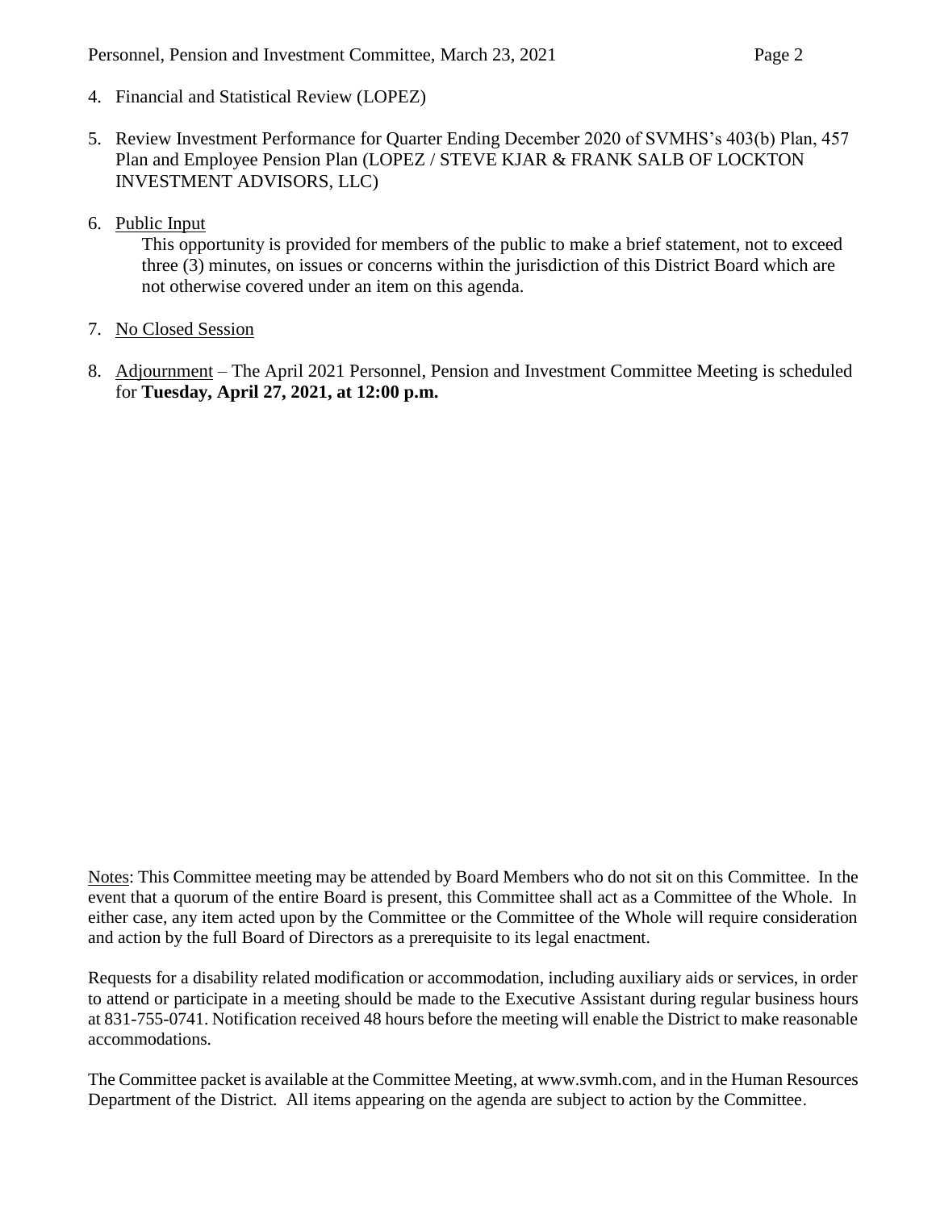4. Financial and Statistical Review (LOPEZ)

5. Review Investment Performance for Quarter Ending December 2020 of SVMHS's 403(b) Plan, 457 Plan and Employee Pension Plan (LOPEZ / STEVE KJAR & FRANK SALB OF LOCKTON INVESTMENT ADVISORS, LLC)

6. Public Input

   This opportunity is provided for members of the public to make a brief statement, not to exceed three (3) minutes, on issues or concerns within the jurisdiction of this District Board which are not otherwise covered under an item on this agenda.

7. No Closed Session

8. Adjournment – The April 2021 Personnel, Pension and Investment Committee Meeting is scheduled for **Tuesday, April 27, 2021, at 12:00 p.m.**

Notes: This Committee meeting may be attended by Board Members who do not sit on this Committee. In the event that a quorum of the entire Board is present, this Committee shall act as a Committee of the Whole. In either case, any item acted upon by the Committee or the Committee of the Whole will require consideration and action by the full Board of Directors as a prerequisite to its legal enactment.

Requests for a disability related modification or accommodation, including auxiliary aids or services, in order to attend or participate in a meeting should be made to the Executive Assistant during regular business hours at 831-755-0741. Notification received 48 hours before the meeting will enable the District to make reasonable accommodations.

The Committee packet is available at the Committee Meeting, at www.svmh.com, and in the Human Resources Department of the District. All items appearing on the agenda are subject to action by the Committee.